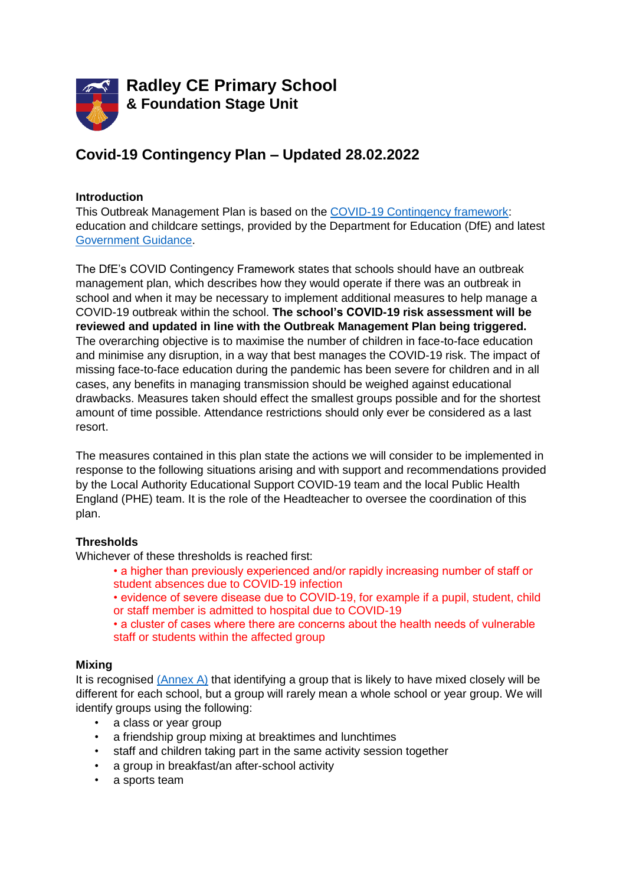# Radley CE Primary School
## & Foundation Stage Unit

## Covid-19 Contingency Plan – Updated 28.02.2022

### Introduction

This Outbreak Management Plan is based on the COVID-19 Contingency framework: education and childcare settings, provided by the Department for Education (DfE) and latest Government Guidance.

The DfE's COVID Contingency Framework states that schools should have an outbreak management plan, which describes how they would operate if there was an outbreak in school and when it may be necessary to implement additional measures to help manage a COVID-19 outbreak within the school. **The school's COVID-19 risk assessment will be reviewed and updated in line with the Outbreak Management Plan being triggered.** The overarching objective is to maximise the number of children in face-to-face education and minimise any disruption, in a way that best manages the COVID-19 risk. The impact of missing face-to-face education during the pandemic has been severe for children and in all cases, any benefits in managing transmission should be weighed against educational drawbacks. Measures taken should effect the smallest groups possible and for the shortest amount of time possible. Attendance restrictions should only ever be considered as a last resort.

The measures contained in this plan state the actions we will consider to be implemented in response to the following situations arising and with support and recommendations provided by the Local Authority Educational Support COVID-19 team and the local Public Health England (PHE) team. It is the role of the Headteacher to oversee the coordination of this plan.

### Thresholds

Whichever of these thresholds is reached first:

- a higher than previously experienced and/or rapidly increasing number of staff or student absences due to COVID-19 infection
- evidence of severe disease due to COVID-19, for example if a pupil, student, child or staff member is admitted to hospital due to COVID-19
- a cluster of cases where there are concerns about the health needs of vulnerable staff or students within the affected group

### Mixing

It is recognised (Annex A) that identifying a group that is likely to have mixed closely will be different for each school, but a group will rarely mean a whole school or year group. We will identify groups using the following:

- a class or year group
- a friendship group mixing at breaktimes and lunchtimes
- staff and children taking part in the same activity session together
- a group in breakfast/an after-school activity
- a sports team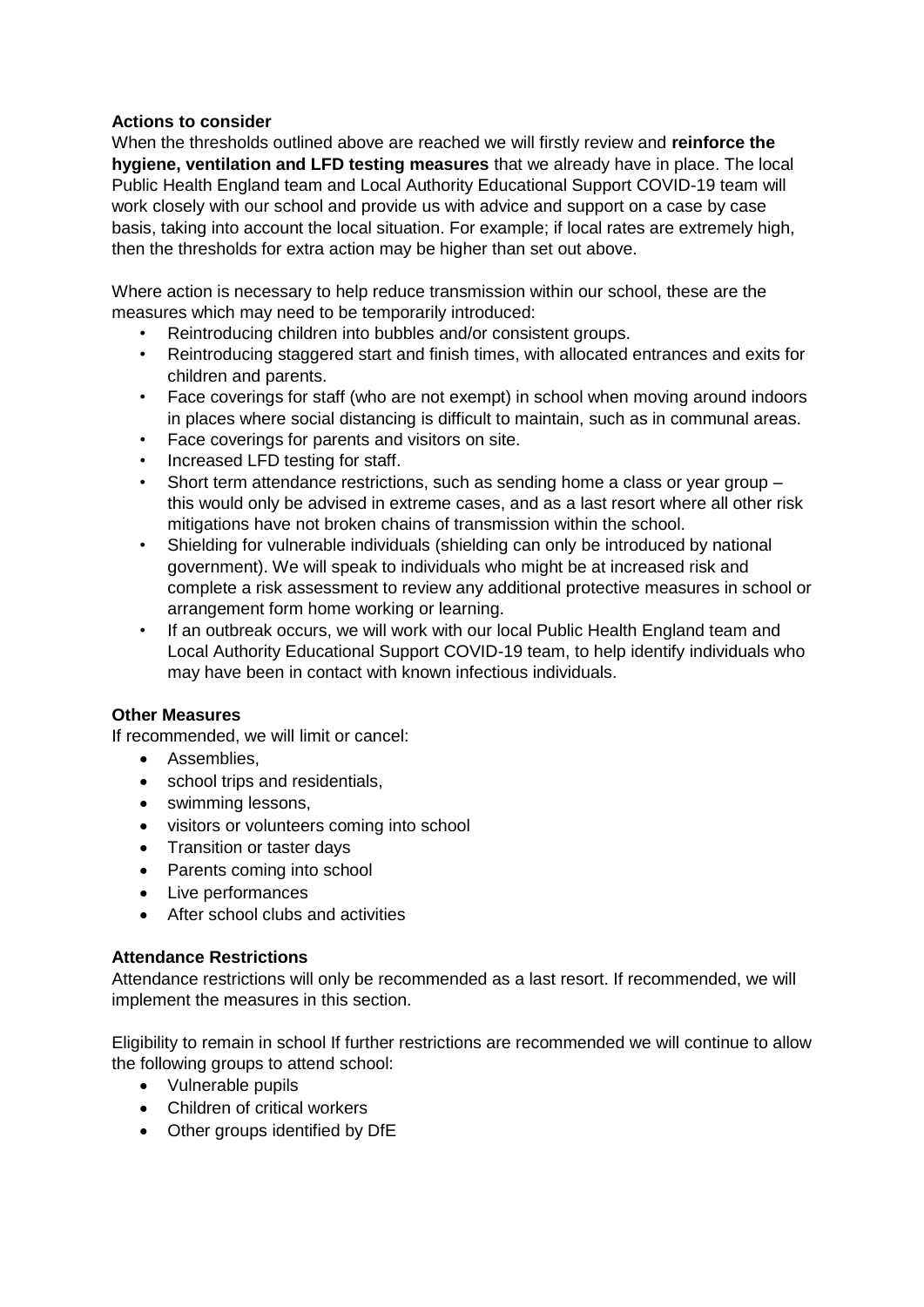**Actions to consider**
When the thresholds outlined above are reached we will firstly review and **reinforce the hygiene, ventilation and LFD testing measures** that we already have in place. The local Public Health England team and Local Authority Educational Support COVID-19 team will work closely with our school and provide us with advice and support on a case by case basis, taking into account the local situation. For example; if local rates are extremely high, then the thresholds for extra action may be higher than set out above.

Where action is necessary to help reduce transmission within our school, these are the measures which may need to be temporarily introduced:

- Reintroducing children into bubbles and/or consistent groups.
- Reintroducing staggered start and finish times, with allocated entrances and exits for children and parents.
- Face coverings for staff (who are not exempt) in school when moving around indoors in places where social distancing is difficult to maintain, such as in communal areas.
- Face coverings for parents and visitors on site.
- Increased LFD testing for staff.
- Short term attendance restrictions, such as sending home a class or year group – this would only be advised in extreme cases, and as a last resort where all other risk mitigations have not broken chains of transmission within the school.
- Shielding for vulnerable individuals (shielding can only be introduced by national government). We will speak to individuals who might be at increased risk and complete a risk assessment to review any additional protective measures in school or arrangement form home working or learning.
- If an outbreak occurs, we will work with our local Public Health England team and Local Authority Educational Support COVID-19 team, to help identify individuals who may have been in contact with known infectious individuals.

**Other Measures**
If recommended, we will limit or cancel:

- Assemblies,
- school trips and residentials,
- swimming lessons,
- visitors or volunteers coming into school
- Transition or taster days
- Parents coming into school
- Live performances
- After school clubs and activities

**Attendance Restrictions**
Attendance restrictions will only be recommended as a last resort. If recommended, we will implement the measures in this section.

Eligibility to remain in school If further restrictions are recommended we will continue to allow the following groups to attend school:

- Vulnerable pupils
- Children of critical workers
- Other groups identified by DfE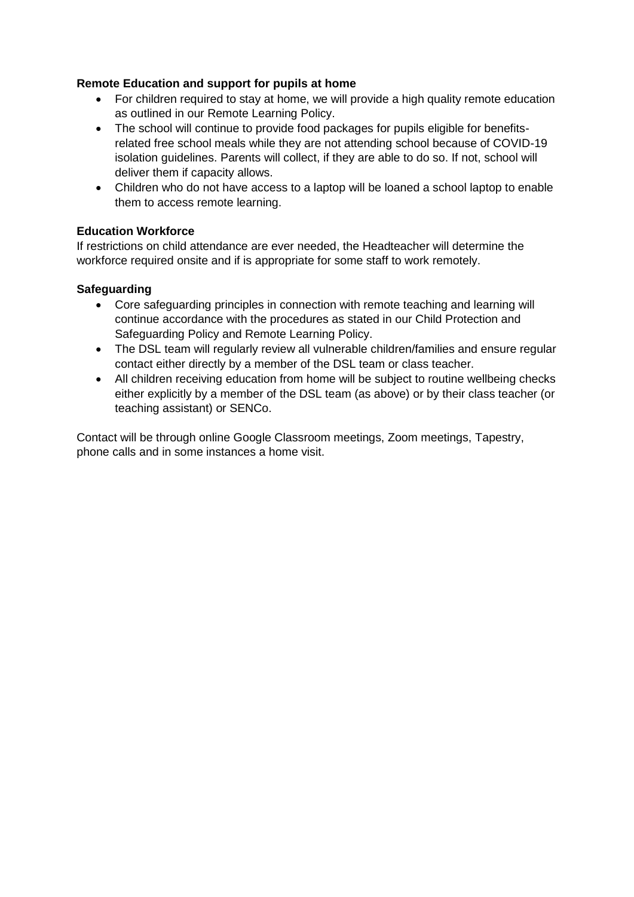**Remote Education and support for pupils at home**

- For children required to stay at home, we will provide a high quality remote education as outlined in our Remote Learning Policy.
- The school will continue to provide food packages for pupils eligible for benefits-related free school meals while they are not attending school because of COVID-19 isolation guidelines. Parents will collect, if they are able to do so. If not, school will deliver them if capacity allows.
- Children who do not have access to a laptop will be loaned a school laptop to enable them to access remote learning.

**Education Workforce**

If restrictions on child attendance are ever needed, the Headteacher will determine the workforce required onsite and if is appropriate for some staff to work remotely.

**Safeguarding**

- Core safeguarding principles in connection with remote teaching and learning will continue accordance with the procedures as stated in our Child Protection and Safeguarding Policy and Remote Learning Policy.
- The DSL team will regularly review all vulnerable children/families and ensure regular contact either directly by a member of the DSL team or class teacher.
- All children receiving education from home will be subject to routine wellbeing checks either explicitly by a member of the DSL team (as above) or by their class teacher (or teaching assistant) or SENCo.

Contact will be through online Google Classroom meetings, Zoom meetings, Tapestry, phone calls and in some instances a home visit.